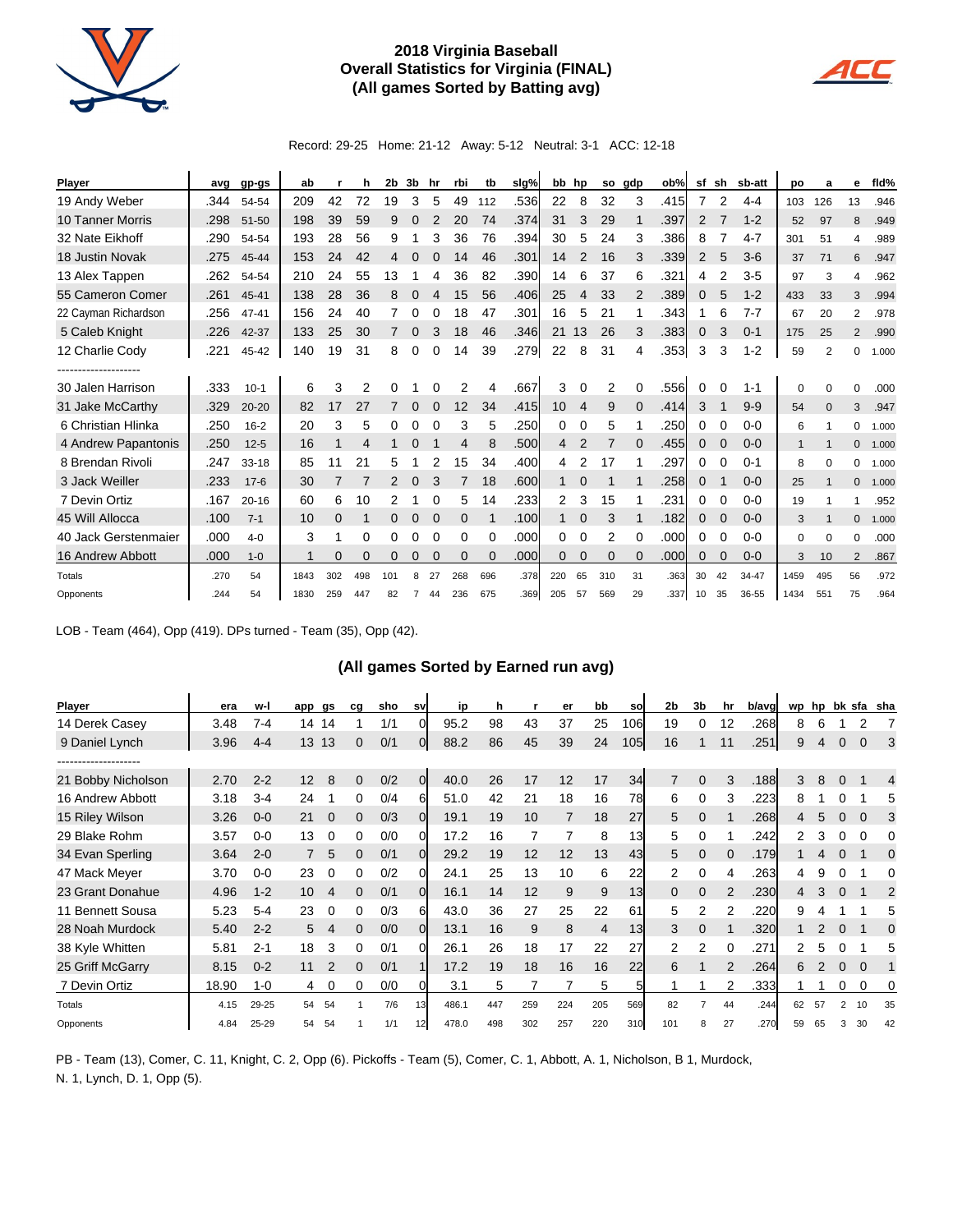# 2018 Virginia Baseball
## Overall Statistics for Virginia (FINAL)
## (All games Sorted by Batting avg)

Record: 29-25 Home: 21-12 Away: 5-12 Neutral: 3-1 ACC: 12-18

| Player | avg | gp-gs | ab | r | h | 2b | 3b | hr | rbi | tb | slg% | bb | hp | so | gdp | ob% | sf | sh | sb-att | po | a | e | fld% |
|---|---|---|---|---|---|---|---|---|---|---|---|---|---|---|---|---|---|---|---|---|---|---|---|
| 19 Andy Weber | .344 | 54-54 | 209 | 42 | 72 | 19 | 3 | 5 | 49 | 112 | .536 | 22 | 8 | 32 | 3 | .415 | 7 | 2 | 4-4 | 103 | 126 | 13 | .946 |
| 10 Tanner Morris | .298 | 51-50 | 198 | 39 | 59 | 9 | 0 | 2 | 20 | 74 | .374 | 31 | 3 | 29 | 1 | .397 | 2 | 7 | 1-2 | 52 | 97 | 8 | .949 |
| 32 Nate Eikhoff | .290 | 54-54 | 193 | 28 | 56 | 9 | 1 | 3 | 36 | 76 | .394 | 30 | 5 | 24 | 3 | .386 | 8 | 7 | 4-7 | 301 | 51 | 4 | .989 |
| 18 Justin Novak | .275 | 45-44 | 153 | 24 | 42 | 4 | 0 | 0 | 14 | 46 | .301 | 14 | 2 | 16 | 3 | .339 | 2 | 5 | 3-6 | 37 | 71 | 6 | .947 |
| 13 Alex Tappen | .262 | 54-54 | 210 | 24 | 55 | 13 | 1 | 4 | 36 | 82 | .390 | 14 | 6 | 37 | 6 | .321 | 4 | 2 | 3-5 | 97 | 3 | 4 | .962 |
| 55 Cameron Comer | .261 | 45-41 | 138 | 28 | 36 | 8 | 0 | 4 | 15 | 56 | .406 | 25 | 4 | 33 | 2 | .389 | 0 | 5 | 1-2 | 433 | 33 | 3 | .994 |
| 22 Cayman Richardson | .256 | 47-41 | 156 | 24 | 40 | 7 | 0 | 0 | 18 | 47 | .301 | 16 | 5 | 21 | 1 | .343 | 1 | 6 | 7-7 | 67 | 20 | 2 | .978 |
| 5 Caleb Knight | .226 | 42-37 | 133 | 25 | 30 | 7 | 0 | 3 | 18 | 46 | .346 | 21 | 13 | 26 | 3 | .383 | 0 | 3 | 0-1 | 175 | 25 | 2 | .990 |
| 12 Charlie Cody | .221 | 45-42 | 140 | 19 | 31 | 8 | 0 | 0 | 14 | 39 | .279 | 22 | 8 | 31 | 4 | .353 | 3 | 3 | 1-2 | 59 | 2 | 0 | 1.000 |
| -------------------- | | | | | | | | | | | | | | | | | | | | | | | |
| 30 Jalen Harrison | .333 | 10-1 | 6 | 3 | 2 | 0 | 1 | 0 | 2 | 4 | .667 | 3 | 0 | 2 | 0 | .556 | 0 | 0 | 1-1 | 0 | 0 | 0 | .000 |
| 31 Jake McCarthy | .329 | 20-20 | 82 | 17 | 27 | 7 | 0 | 0 | 12 | 34 | .415 | 10 | 4 | 9 | 0 | .414 | 3 | 1 | 9-9 | 54 | 0 | 3 | .947 |
| 6 Christian Hlinka | .250 | 16-2 | 20 | 3 | 5 | 0 | 0 | 0 | 3 | 5 | .250 | 0 | 0 | 5 | 1 | .250 | 0 | 0 | 0-0 | 6 | 1 | 0 | 1.000 |
| 4 Andrew Papantonis | .250 | 12-5 | 16 | 1 | 4 | 1 | 0 | 1 | 4 | 8 | .500 | 4 | 2 | 7 | 0 | .455 | 0 | 0 | 0-0 | 1 | 1 | 0 | 1.000 |
| 8 Brendan Rivoli | .247 | 33-18 | 85 | 11 | 21 | 5 | 1 | 2 | 15 | 34 | .400 | 4 | 2 | 17 | 1 | .297 | 0 | 0 | 0-1 | 8 | 0 | 0 | 1.000 |
| 3 Jack Weiller | .233 | 17-6 | 30 | 7 | 7 | 2 | 0 | 3 | 7 | 18 | .600 | 1 | 0 | 1 | 1 | .258 | 0 | 1 | 0-0 | 25 | 1 | 0 | 1.000 |
| 7 Devin Ortiz | .167 | 20-16 | 60 | 6 | 10 | 2 | 1 | 0 | 5 | 14 | .233 | 2 | 3 | 15 | 1 | .231 | 0 | 0 | 0-0 | 19 | 1 | 1 | .952 |
| 45 Will Allocca | .100 | 7-1 | 10 | 0 | 1 | 0 | 0 | 0 | 0 | 1 | .100 | 1 | 0 | 3 | 1 | .182 | 0 | 0 | 0-0 | 3 | 1 | 0 | 1.000 |
| 40 Jack Gerstenmaier | .000 | 4-0 | 3 | 1 | 0 | 0 | 0 | 0 | 0 | 0 | .000 | 0 | 0 | 2 | 0 | .000 | 0 | 0 | 0-0 | 0 | 0 | 0 | .000 |
| 16 Andrew Abbott | .000 | 1-0 | 1 | 0 | 0 | 0 | 0 | 0 | 0 | 0 | .000 | 0 | 0 | 0 | 0 | .000 | 0 | 0 | 0-0 | 3 | 10 | 2 | .867 |
| Totals | .270 | 54 | 1843 | 302 | 498 | 101 | 8 | 27 | 268 | 696 | .378 | 220 | 65 | 310 | 31 | .363 | 30 | 42 | 34-47 | 1459 | 495 | 56 | .972 |
| Opponents | .244 | 54 | 1830 | 259 | 447 | 82 | 7 | 44 | 236 | 675 | .369 | 205 | 57 | 569 | 29 | .337 | 10 | 35 | 36-55 | 1434 | 551 | 75 | .964 |

LOB - Team (464), Opp (419). DPs turned - Team (35), Opp (42).

## (All games Sorted by Earned run avg)

| Player | era | w-l | app | gs | cg | sho | sv | ip | h | r | er | bb | so | 2b | 3b | hr | b/avg | wp | hp | bk | sfa | sha |
|---|---|---|---|---|---|---|---|---|---|---|---|---|---|---|---|---|---|---|---|---|---|---|
| 14 Derek Casey | 3.48 | 7-4 | 14 | 14 | 1 | 1/1 | 0 | 95.2 | 98 | 43 | 37 | 25 | 106 | 19 | 0 | 12 | .268 | 8 | 6 | 1 | 2 | 7 |
| 9 Daniel Lynch | 3.96 | 4-4 | 13 | 13 | 0 | 0/1 | 0 | 88.2 | 86 | 45 | 39 | 24 | 105 | 16 | 1 | 11 | .251 | 9 | 4 | 0 | 0 | 3 |
| -------------------- | | | | | | | | | | | | | | | | | | | | | | |
| 21 Bobby Nicholson | 2.70 | 2-2 | 12 | 8 | 0 | 0/2 | 0 | 40.0 | 26 | 17 | 12 | 17 | 34 | 7 | 0 | 3 | .188 | 3 | 8 | 0 | 1 | 4 |
| 16 Andrew Abbott | 3.18 | 3-4 | 24 | 1 | 0 | 0/4 | 6 | 51.0 | 42 | 21 | 18 | 16 | 78 | 6 | 0 | 3 | .223 | 8 | 1 | 0 | 1 | 5 |
| 15 Riley Wilson | 3.26 | 0-0 | 21 | 0 | 0 | 0/3 | 0 | 19.1 | 19 | 10 | 7 | 18 | 27 | 5 | 0 | 1 | .268 | 4 | 5 | 0 | 0 | 3 |
| 29 Blake Rohm | 3.57 | 0-0 | 13 | 0 | 0 | 0/0 | 0 | 17.2 | 16 | 7 | 7 | 8 | 13 | 5 | 0 | 1 | .242 | 2 | 3 | 0 | 0 | 0 |
| 34 Evan Sperling | 3.64 | 2-0 | 7 | 5 | 0 | 0/1 | 0 | 29.2 | 19 | 12 | 12 | 13 | 43 | 5 | 0 | 0 | .179 | 1 | 4 | 0 | 1 | 0 |
| 47 Mack Meyer | 3.70 | 0-0 | 23 | 0 | 0 | 0/2 | 0 | 24.1 | 25 | 13 | 10 | 6 | 22 | 2 | 0 | 4 | .263 | 4 | 9 | 0 | 1 | 0 |
| 23 Grant Donahue | 4.96 | 1-2 | 10 | 4 | 0 | 0/1 | 0 | 16.1 | 14 | 12 | 9 | 9 | 13 | 0 | 0 | 2 | .230 | 4 | 3 | 0 | 1 | 2 |
| 11 Bennett Sousa | 5.23 | 5-4 | 23 | 0 | 0 | 0/3 | 6 | 43.0 | 36 | 27 | 25 | 22 | 61 | 5 | 2 | 2 | .220 | 9 | 4 | 1 | 1 | 5 |
| 28 Noah Murdock | 5.40 | 2-2 | 5 | 4 | 0 | 0/0 | 0 | 13.1 | 16 | 9 | 8 | 4 | 13 | 3 | 0 | 1 | .320 | 1 | 2 | 0 | 1 | 0 |
| 38 Kyle Whitten | 5.81 | 2-1 | 18 | 3 | 0 | 0/1 | 0 | 26.1 | 26 | 18 | 17 | 22 | 27 | 2 | 2 | 0 | .271 | 2 | 5 | 0 | 1 | 5 |
| 25 Griff McGarry | 8.15 | 0-2 | 11 | 2 | 0 | 0/1 | 1 | 17.2 | 19 | 18 | 16 | 16 | 22 | 6 | 1 | 2 | .264 | 6 | 2 | 0 | 0 | 1 |
| 7 Devin Ortiz | 18.90 | 1-0 | 4 | 0 | 0 | 0/0 | 0 | 3.1 | 5 | 7 | 7 | 5 | 5 | 1 | 1 | 2 | .333 | 1 | 1 | 0 | 0 | 0 |
| Totals | 4.15 | 29-25 | 54 | 54 | 1 | 7/6 | 13 | 486.1 | 447 | 259 | 224 | 205 | 569 | 82 | 7 | 44 | .244 | 62 | 57 | 2 | 10 | 35 |
| Opponents | 4.84 | 25-29 | 54 | 54 | 1 | 1/1 | 12 | 478.0 | 498 | 302 | 257 | 220 | 310 | 101 | 8 | 27 | .270 | 59 | 65 | 3 | 30 | 42 |

PB - Team (13), Comer, C. 11, Knight, C. 2, Opp (6). Pickoffs - Team (5), Comer, C. 1, Abbott, A. 1, Nicholson, B 1, Murdock, N. 1, Lynch, D. 1, Opp (5).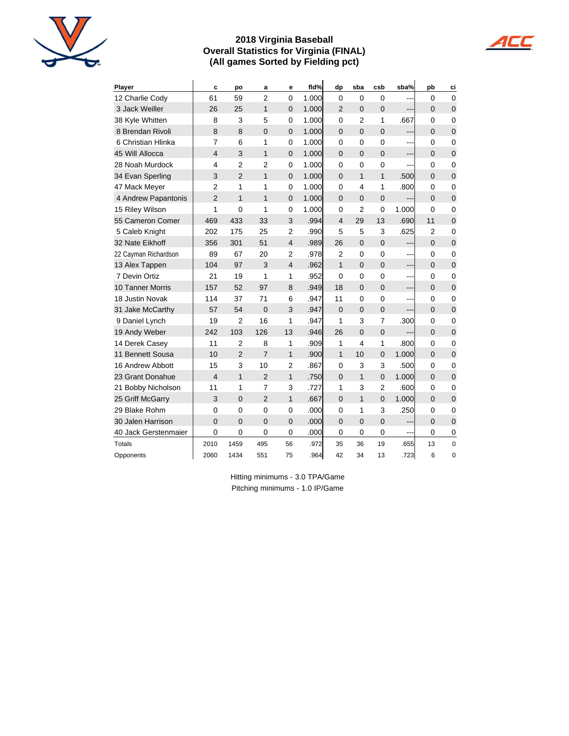# 2018 Virginia Baseball
## Overall Statistics for Virginia (FINAL)
## (All games Sorted by Fielding pct)

| Player | c | po | a | e | fld% | dp | sba | csb | sba% | pb | ci |
|---|---|---|---|---|---|---|---|---|---|---|---|
| 12 Charlie Cody | 61 | 59 | 2 | 0 | 1.000 | 0 | 0 | 0 | --- | 0 | 0 |
| 3 Jack Weiller | 26 | 25 | 1 | 0 | 1.000 | 2 | 0 | 0 | --- | 0 | 0 |
| 38 Kyle Whitten | 8 | 3 | 5 | 0 | 1.000 | 0 | 2 | 1 | .667 | 0 | 0 |
| 8 Brendan Rivoli | 8 | 8 | 0 | 0 | 1.000 | 0 | 0 | 0 | --- | 0 | 0 |
| 6 Christian Hlinka | 7 | 6 | 1 | 0 | 1.000 | 0 | 0 | 0 | --- | 0 | 0 |
| 45 Will Allocca | 4 | 3 | 1 | 0 | 1.000 | 0 | 0 | 0 | --- | 0 | 0 |
| 28 Noah Murdock | 4 | 2 | 2 | 0 | 1.000 | 0 | 0 | 0 | --- | 0 | 0 |
| 34 Evan Sperling | 3 | 2 | 1 | 0 | 1.000 | 0 | 1 | 1 | .500 | 0 | 0 |
| 47 Mack Meyer | 2 | 1 | 1 | 0 | 1.000 | 0 | 4 | 1 | .800 | 0 | 0 |
| 4 Andrew Papantonis | 2 | 1 | 1 | 0 | 1.000 | 0 | 0 | 0 | --- | 0 | 0 |
| 15 Riley Wilson | 1 | 0 | 1 | 0 | 1.000 | 0 | 2 | 0 | 1.000 | 0 | 0 |
| 55 Cameron Comer | 469 | 433 | 33 | 3 | .994 | 4 | 29 | 13 | .690 | 11 | 0 |
| 5 Caleb Knight | 202 | 175 | 25 | 2 | .990 | 5 | 5 | 3 | .625 | 2 | 0 |
| 32 Nate Eikhoff | 356 | 301 | 51 | 4 | .989 | 26 | 0 | 0 | --- | 0 | 0 |
| 22 Cayman Richardson | 89 | 67 | 20 | 2 | .978 | 2 | 0 | 0 | --- | 0 | 0 |
| 13 Alex Tappen | 104 | 97 | 3 | 4 | .962 | 1 | 0 | 0 | --- | 0 | 0 |
| 7 Devin Ortiz | 21 | 19 | 1 | 1 | .952 | 0 | 0 | 0 | --- | 0 | 0 |
| 10 Tanner Morris | 157 | 52 | 97 | 8 | .949 | 18 | 0 | 0 | --- | 0 | 0 |
| 18 Justin Novak | 114 | 37 | 71 | 6 | .947 | 11 | 0 | 0 | --- | 0 | 0 |
| 31 Jake McCarthy | 57 | 54 | 0 | 3 | .947 | 0 | 0 | 0 | --- | 0 | 0 |
| 9 Daniel Lynch | 19 | 2 | 16 | 1 | .947 | 1 | 3 | 7 | .300 | 0 | 0 |
| 19 Andy Weber | 242 | 103 | 126 | 13 | .946 | 26 | 0 | 0 | --- | 0 | 0 |
| 14 Derek Casey | 11 | 2 | 8 | 1 | .909 | 1 | 4 | 1 | .800 | 0 | 0 |
| 11 Bennett Sousa | 10 | 2 | 7 | 1 | .900 | 1 | 10 | 0 | 1.000 | 0 | 0 |
| 16 Andrew Abbott | 15 | 3 | 10 | 2 | .867 | 0 | 3 | 3 | .500 | 0 | 0 |
| 23 Grant Donahue | 4 | 1 | 2 | 1 | .750 | 0 | 1 | 0 | 1.000 | 0 | 0 |
| 21 Bobby Nicholson | 11 | 1 | 7 | 3 | .727 | 1 | 3 | 2 | .600 | 0 | 0 |
| 25 Griff McGarry | 3 | 0 | 2 | 1 | .667 | 0 | 1 | 0 | 1.000 | 0 | 0 |
| 29 Blake Rohm | 0 | 0 | 0 | 0 | .000 | 0 | 1 | 3 | .250 | 0 | 0 |
| 30 Jalen Harrison | 0 | 0 | 0 | 0 | .000 | 0 | 0 | 0 | --- | 0 | 0 |
| 40 Jack Gerstenmaier | 0 | 0 | 0 | 0 | .000 | 0 | 0 | 0 | --- | 0 | 0 |
| Totals | 2010 | 1459 | 495 | 56 | .972 | 35 | 36 | 19 | .655 | 13 | 0 |
| Opponents | 2060 | 1434 | 551 | 75 | .964 | 42 | 34 | 13 | .723 | 6 | 0 |

Hitting minimums - 3.0 TPA/Game

Pitching minimums - 1.0 IP/Game